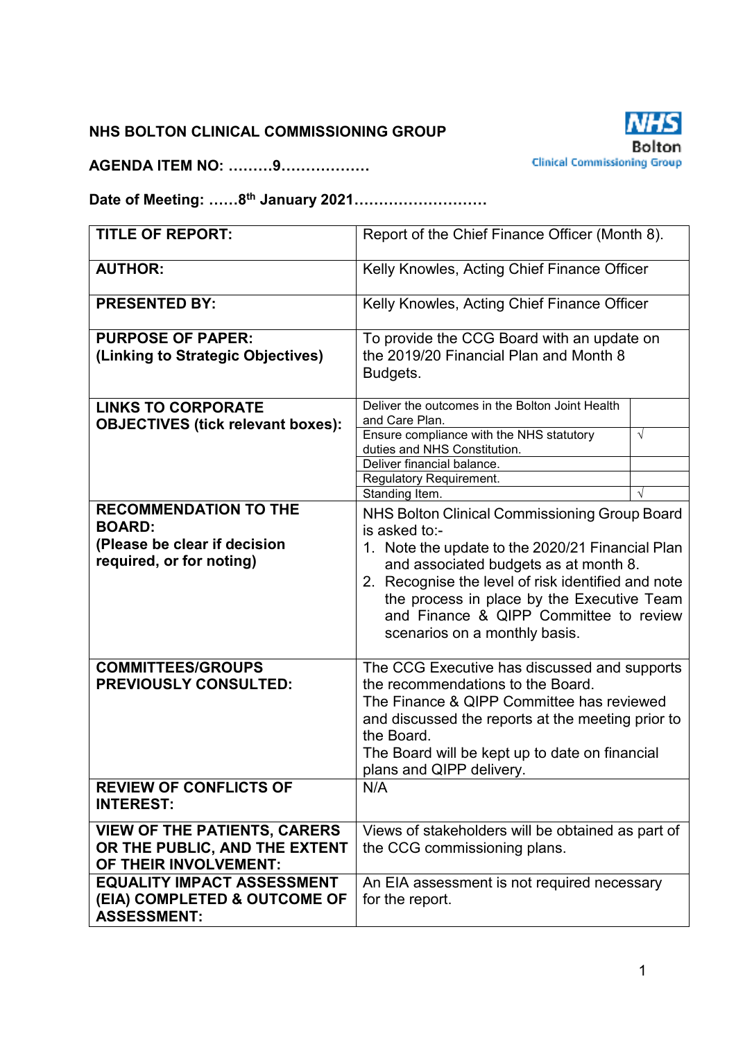**NHS BOLTON CLINICAL COMMISSIONING GROUP**

**AGENDA ITEM NO: ………9………………**

**Date of Meeting: ……8th January 2021………………………**

| | | |
|---|---|---|
| **TITLE OF REPORT:** | Report of the Chief Finance Officer (Month 8). | |
| **AUTHOR:** | Kelly Knowles, Acting Chief Finance Officer | |
| **PRESENTED BY:** | Kelly Knowles, Acting Chief Finance Officer | |
| **PURPOSE OF PAPER: (Linking to Strategic Objectives)** | To provide the CCG Board with an update on the 2019/20 Financial Plan and Month 8 Budgets. | |
| **LINKS TO CORPORATE OBJECTIVES (tick relevant boxes):** | Deliver the outcomes in the Bolton Joint Health and Care Plan. | |
| | Ensure compliance with the NHS statutory duties and NHS Constitution. | √ |
| | Deliver financial balance. | |
| | Regulatory Requirement. | |
| | Standing Item. | √ |
| **RECOMMENDATION TO THE BOARD: (Please be clear if decision required, or for noting)** | NHS Bolton Clinical Commissioning Group Board is asked to:-<br>1. Note the update to the 2020/21 Financial Plan and associated budgets as at month 8.<br>2. Recognise the level of risk identified and note the process in place by the Executive Team and Finance & QIPP Committee to review scenarios on a monthly basis. | |
| **COMMITTEES/GROUPS PREVIOUSLY CONSULTED:** | The CCG Executive has discussed and supports the recommendations to the Board.<br>The Finance & QIPP Committee has reviewed and discussed the reports at the meeting prior to the Board.<br>The Board will be kept up to date on financial plans and QIPP delivery. | |
| **REVIEW OF CONFLICTS OF INTEREST:** | N/A | |
| **VIEW OF THE PATIENTS, CARERS OR THE PUBLIC, AND THE EXTENT OF THEIR INVOLVEMENT:** | Views of stakeholders will be obtained as part of the CCG commissioning plans. | |
| **EQUALITY IMPACT ASSESSMENT (EIA) COMPLETED & OUTCOME OF ASSESSMENT:** | An EIA assessment is not required necessary for the report. | |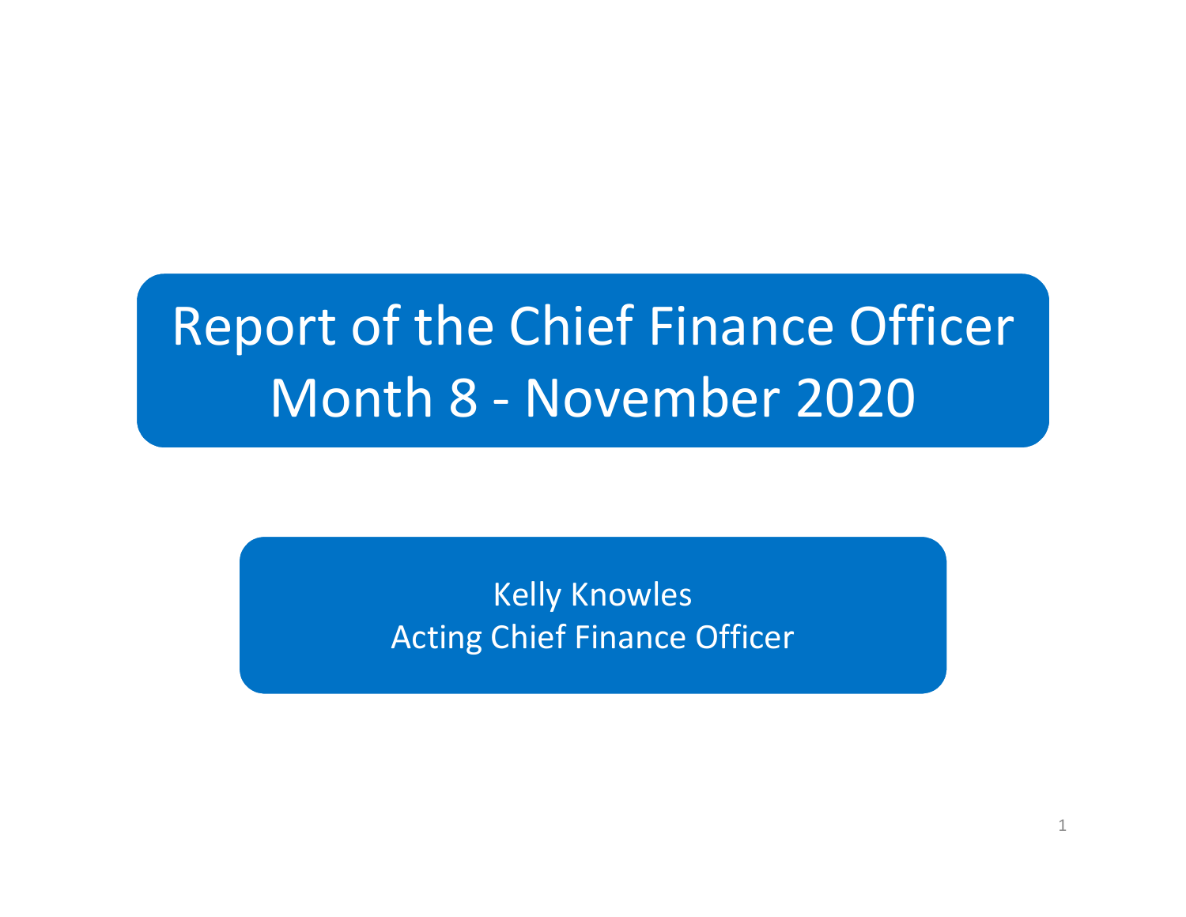# Report of the Chief Finance Officer
# Month 8 - November 2020

Kelly Knowles
Acting Chief Finance Officer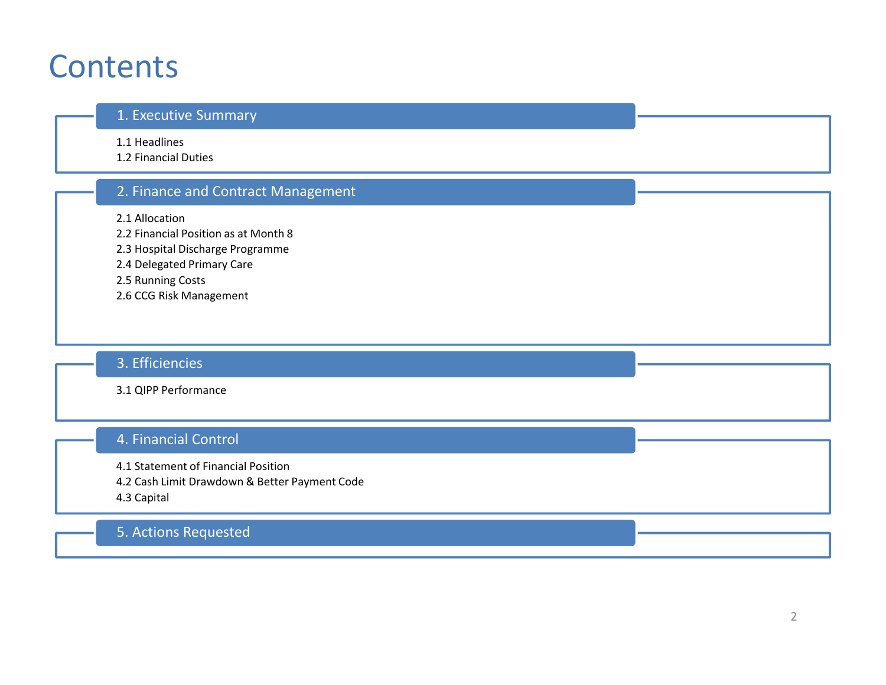# Contents

## 1. Executive Summary

1.1 Headlines
1.2 Financial Duties

## 2. Finance and Contract Management

2.1 Allocation
2.2 Financial Position as at Month 8
2.3 Hospital Discharge Programme
2.4 Delegated Primary Care
2.5 Running Costs
2.6 CCG Risk Management

## 3. Efficiencies

3.1 QIPP Performance

## 4. Financial Control

4.1 Statement of Financial Position
4.2 Cash Limit Drawdown & Better Payment Code
4.3 Capital

## 5. Actions Requested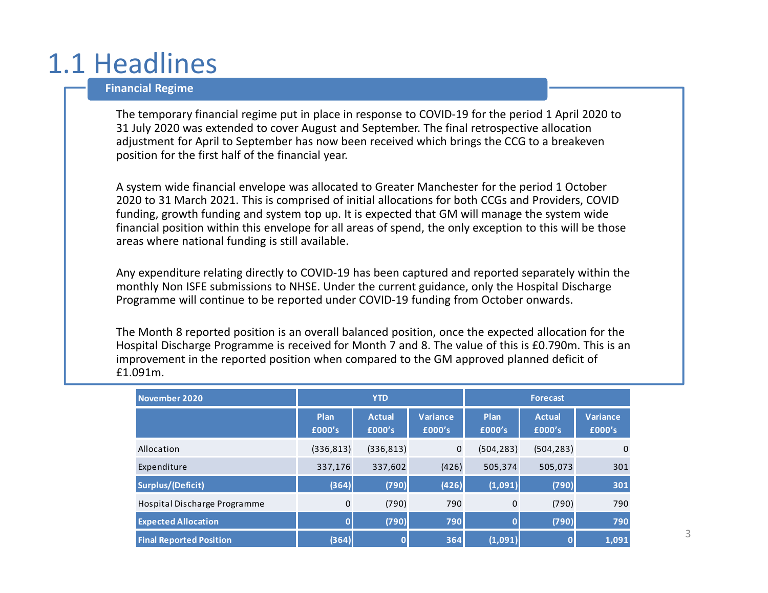# 1.1 Headlines

## Financial Regime

The temporary financial regime put in place in response to COVID-19 for the period 1 April 2020 to 31 July 2020 was extended to cover August and September. The final retrospective allocation adjustment for April to September has now been received which brings the CCG to a breakeven position for the first half of the financial year.

A system wide financial envelope was allocated to Greater Manchester for the period 1 October 2020 to 31 March 2021. This is comprised of initial allocations for both CCGs and Providers, COVID funding, growth funding and system top up. It is expected that GM will manage the system wide financial position within this envelope for all areas of spend, the only exception to this will be those areas where national funding is still available.

Any expenditure relating directly to COVID-19 has been captured and reported separately within the monthly Non ISFE submissions to NHSE. Under the current guidance, only the Hospital Discharge Programme will continue to be reported under COVID-19 funding from October onwards.

The Month 8 reported position is an overall balanced position, once the expected allocation for the Hospital Discharge Programme is received for Month 7 and 8. The value of this is £0.790m. This is an improvement in the reported position when compared to the GM approved planned deficit of £1.091m.

| November 2020 | YTD | | | Forecast | | |
|---|---|---|---|---|---|---|
| | Plan £000's | Actual £000's | Variance £000's | Plan £000's | Actual £000's | Variance £000's |
| Allocation | (336,813) | (336,813) | 0 | (504,283) | (504,283) | 0 |
| Expenditure | 337,176 | 337,602 | (426) | 505,374 | 505,073 | 301 |
| **Surplus/(Deficit)** | **(364)** | **(790)** | **(426)** | **(1,091)** | **(790)** | **301** |
| Hospital Discharge Programme | 0 | (790) | 790 | 0 | (790) | 790 |
| **Expected Allocation** | **0** | **(790)** | **790** | **0** | **(790)** | **790** |
| **Final Reported Position** | **(364)** | **0** | **364** | **(1,091)** | **0** | **1,091** |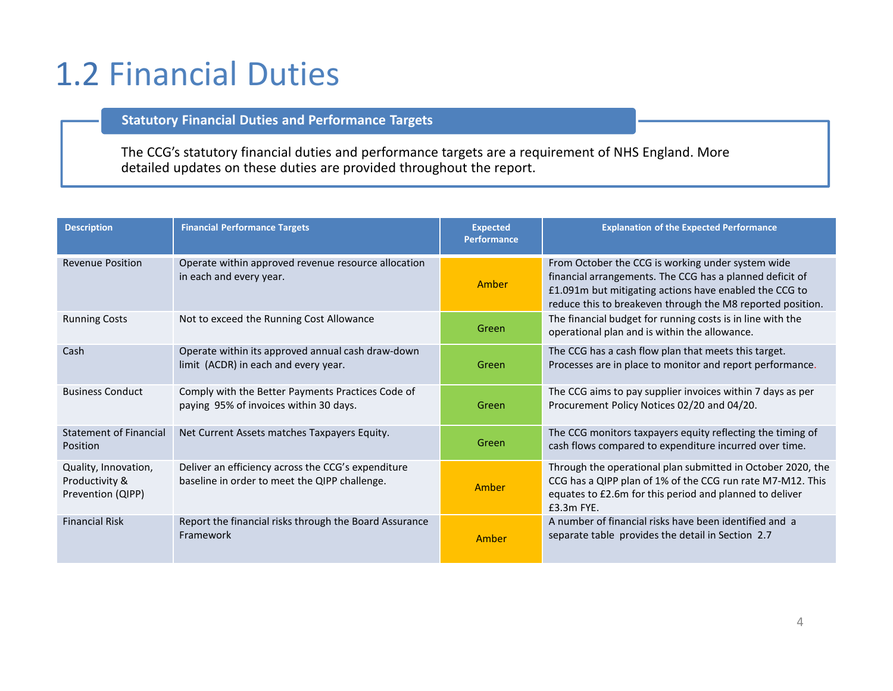# 1.2 Financial Duties

**Statutory Financial Duties and Performance Targets**

The CCG's statutory financial duties and performance targets are a requirement of NHS England. More detailed updates on these duties are provided throughout the report.

| Description | Financial Performance Targets | Expected Performance | Explanation of the Expected Performance |
|---|---|---|---|
| Revenue Position | Operate within approved revenue resource allocation in each and every year. | Amber | From October the CCG is working under system wide financial arrangements. The CCG has a planned deficit of £1.091m but mitigating actions have enabled the CCG to reduce this to breakeven through the M8 reported position. |
| Running Costs | Not to exceed the Running Cost Allowance | Green | The financial budget for running costs is in line with the operational plan and is within the allowance. |
| Cash | Operate within its approved annual cash draw-down limit (ACDR) in each and every year. | Green | The CCG has a cash flow plan that meets this target. Processes are in place to monitor and report performance. |
| Business Conduct | Comply with the Better Payments Practices Code of paying 95% of invoices within 30 days. | Green | The CCG aims to pay supplier invoices within 7 days as per Procurement Policy Notices 02/20 and 04/20. |
| Statement of Financial Position | Net Current Assets matches Taxpayers Equity. | Green | The CCG monitors taxpayers equity reflecting the timing of cash flows compared to expenditure incurred over time. |
| Quality, Innovation, Productivity & Prevention (QIPP) | Deliver an efficiency across the CCG's expenditure baseline in order to meet the QIPP challenge. | Amber | Through the operational plan submitted in October 2020, the CCG has a QIPP plan of 1% of the CCG run rate M7-M12. This equates to £2.6m for this period and planned to deliver £3.3m FYE. |
| Financial Risk | Report the financial risks through the Board Assurance Framework | Amber | A number of financial risks have been identified and a separate table provides the detail in Section 2.7 |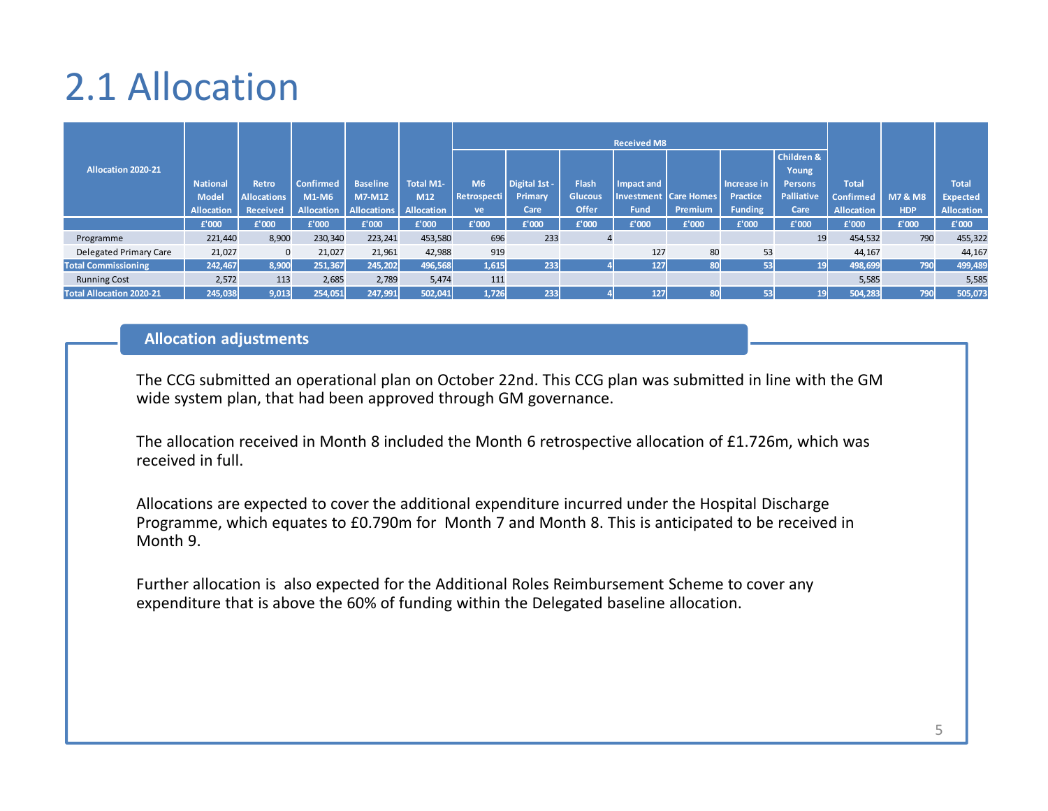# 2.1 Allocation

| Allocation 2020-21 | National Model Allocation | Retro Allocations Received | Confirmed M1-M6 Allocation | Baseline M7-M12 Allocations | Total M1-M12 Allocation | Received M8 | | | | | | | Total Confirmed Allocation | M7 & M8 HDP | Total Expected Allocation |
|---|---|---|---|---|---|---|---|---|---|---|---|---|---|---|---|
| | | | | | | M6 Retrospective | Digital 1st - Primary Care | Flash Glucous Offer | Impact and Investment Fund | Care Homes Premium | Increase in Practice Funding | Children & Young Persons Palliative Care | | | |
| | £'000 | £'000 | £'000 | £'000 | £'000 | £'000 | £'000 | £'000 | £'000 | £'000 | £'000 | £'000 | £'000 | £'000 | £'000 |
| Programme | 221,440 | 8,900 | 230,340 | 223,241 | 453,580 | 696 | 233 | 4 | | | | 19 | 454,532 | 790 | 455,322 |
| Delegated Primary Care | 21,027 | 0 | 21,027 | 21,961 | 42,988 | 919 | | | 127 | 80 | 53 | | 44,167 | | 44,167 |
| **Total Commissioning** | **242,467** | **8,900** | **251,367** | **245,202** | **496,568** | **1,615** | **233** | **4** | **127** | **80** | **53** | **19** | **498,699** | **790** | **499,489** |
| Running Cost | 2,572 | 113 | 2,685 | 2,789 | 5,474 | 111 | | | | | | | 5,585 | | 5,585 |
| **Total Allocation 2020-21** | **245,038** | **9,013** | **254,051** | **247,991** | **502,041** | **1,726** | **233** | **4** | **127** | **80** | **53** | **19** | **504,283** | **790** | **505,073** |

## Allocation adjustments

The CCG submitted an operational plan on October 22nd. This CCG plan was submitted in line with the GM wide system plan, that had been approved through GM governance.

The allocation received in Month 8 included the Month 6 retrospective allocation of £1.726m, which was received in full.

Allocations are expected to cover the additional expenditure incurred under the Hospital Discharge Programme, which equates to £0.790m for Month 7 and Month 8. This is anticipated to be received in Month 9.

Further allocation is also expected for the Additional Roles Reimbursement Scheme to cover any expenditure that is above the 60% of funding within the Delegated baseline allocation.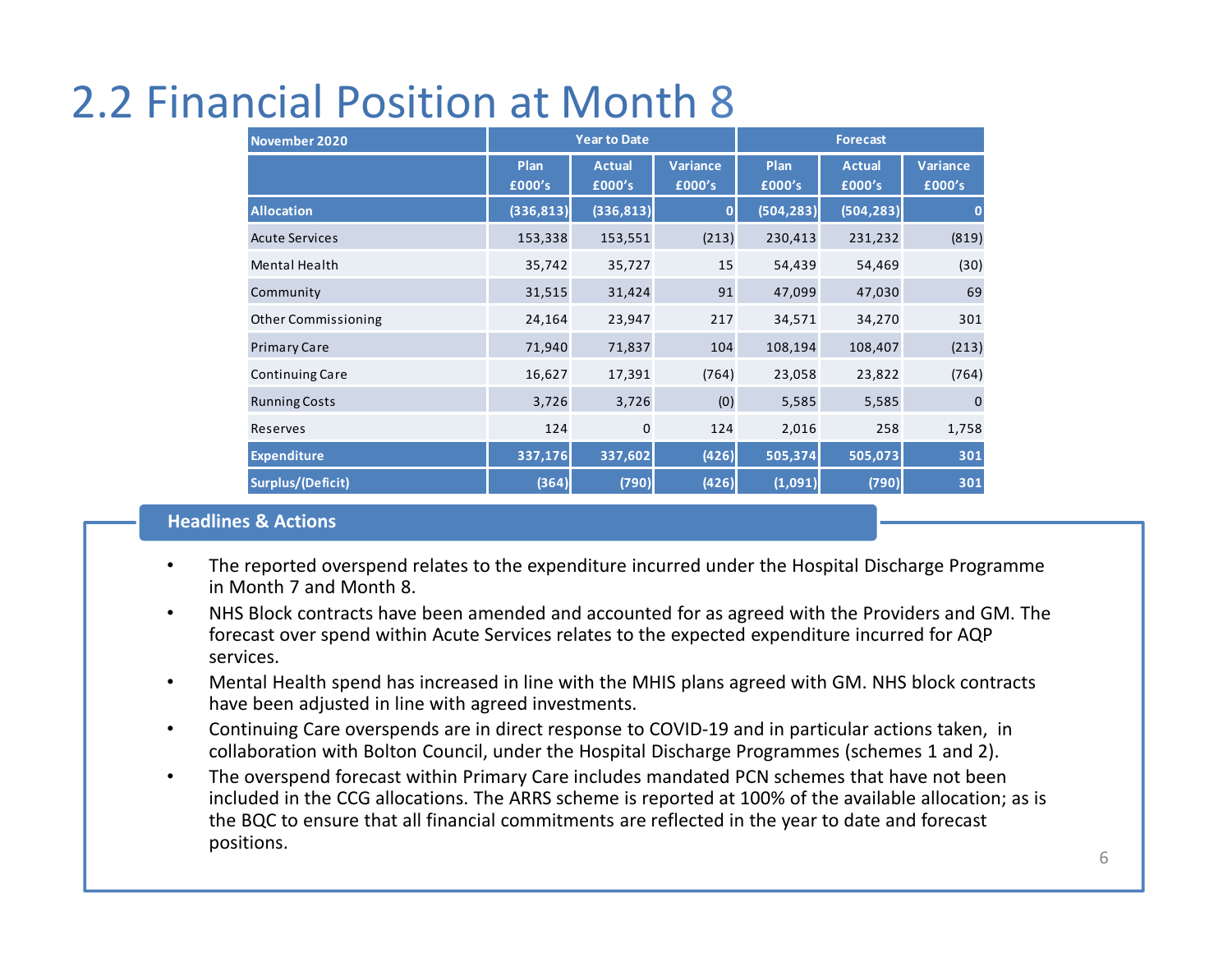# 2.2 Financial Position at Month 8

| November 2020 | Year to Date | | | Forecast | | |
|---|---|---|---|---|---|---|
| | Plan £000's | Actual £000's | Variance £000's | Plan £000's | Actual £000's | Variance £000's |
| **Allocation** | **(336,813)** | **(336,813)** | **0** | **(504,283)** | **(504,283)** | **0** |
| Acute Services | 153,338 | 153,551 | (213) | 230,413 | 231,232 | (819) |
| Mental Health | 35,742 | 35,727 | 15 | 54,439 | 54,469 | (30) |
| Community | 31,515 | 31,424 | 91 | 47,099 | 47,030 | 69 |
| Other Commissioning | 24,164 | 23,947 | 217 | 34,571 | 34,270 | 301 |
| Primary Care | 71,940 | 71,837 | 104 | 108,194 | 108,407 | (213) |
| Continuing Care | 16,627 | 17,391 | (764) | 23,058 | 23,822 | (764) |
| Running Costs | 3,726 | 3,726 | (0) | 5,585 | 5,585 | 0 |
| Reserves | 124 | 0 | 124 | 2,016 | 258 | 1,758 |
| **Expenditure** | **337,176** | **337,602** | **(426)** | **505,374** | **505,073** | **301** |
| **Surplus/(Deficit)** | **(364)** | **(790)** | **(426)** | **(1,091)** | **(790)** | **301** |

## Headlines & Actions

- The reported overspend relates to the expenditure incurred under the Hospital Discharge Programme in Month 7 and Month 8.
- NHS Block contracts have been amended and accounted for as agreed with the Providers and GM. The forecast over spend within Acute Services relates to the expected expenditure incurred for AQP services.
- Mental Health spend has increased in line with the MHIS plans agreed with GM. NHS block contracts have been adjusted in line with agreed investments.
- Continuing Care overspends are in direct response to COVID-19 and in particular actions taken, in collaboration with Bolton Council, under the Hospital Discharge Programmes (schemes 1 and 2).
- The overspend forecast within Primary Care includes mandated PCN schemes that have not been included in the CCG allocations. The ARRS scheme is reported at 100% of the available allocation; as is the BQC to ensure that all financial commitments are reflected in the year to date and forecast positions.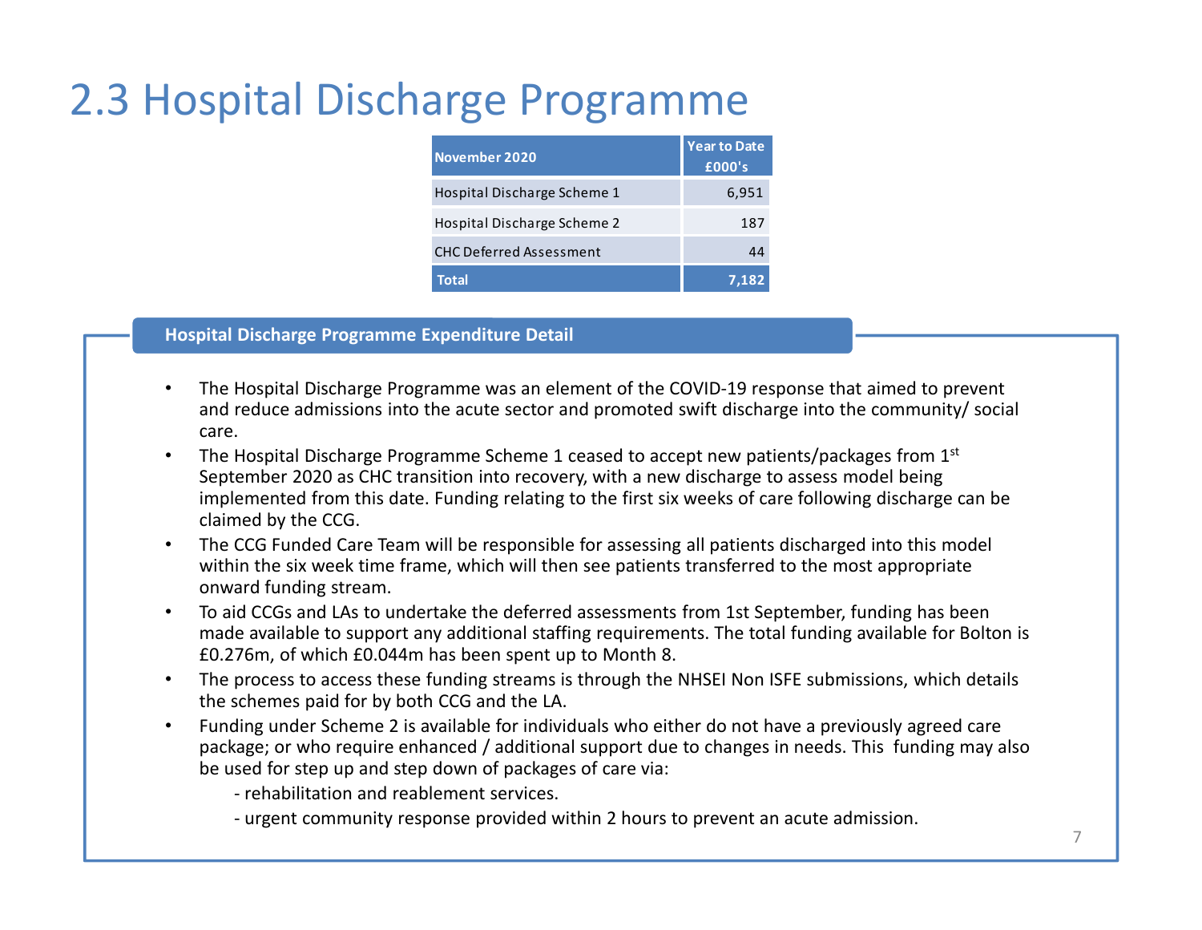# 2.3 Hospital Discharge Programme

| November 2020 | Year to Date £000's |
|---|---|
| Hospital Discharge Scheme 1 | 6,951 |
| Hospital Discharge Scheme 2 | 187 |
| CHC Deferred Assessment | 44 |
| **Total** | **7,182** |

**Hospital Discharge Programme Expenditure Detail**

- The Hospital Discharge Programme was an element of the COVID-19 response that aimed to prevent and reduce admissions into the acute sector and promoted swift discharge into the community/ social care.
- The Hospital Discharge Programme Scheme 1 ceased to accept new patients/packages from 1st September 2020 as CHC transition into recovery, with a new discharge to assess model being implemented from this date. Funding relating to the first six weeks of care following discharge can be claimed by the CCG.
- The CCG Funded Care Team will be responsible for assessing all patients discharged into this model within the six week time frame, which will then see patients transferred to the most appropriate onward funding stream.
- To aid CCGs and LAs to undertake the deferred assessments from 1st September, funding has been made available to support any additional staffing requirements. The total funding available for Bolton is £0.276m, of which £0.044m has been spent up to Month 8.
- The process to access these funding streams is through the NHSEI Non ISFE submissions, which details the schemes paid for by both CCG and the LA.
- Funding under Scheme 2 is available for individuals who either do not have a previously agreed care package; or who require enhanced / additional support due to changes in needs. This funding may also be used for step up and step down of packages of care via:
  - rehabilitation and reablement services.
  - urgent community response provided within 2 hours to prevent an acute admission.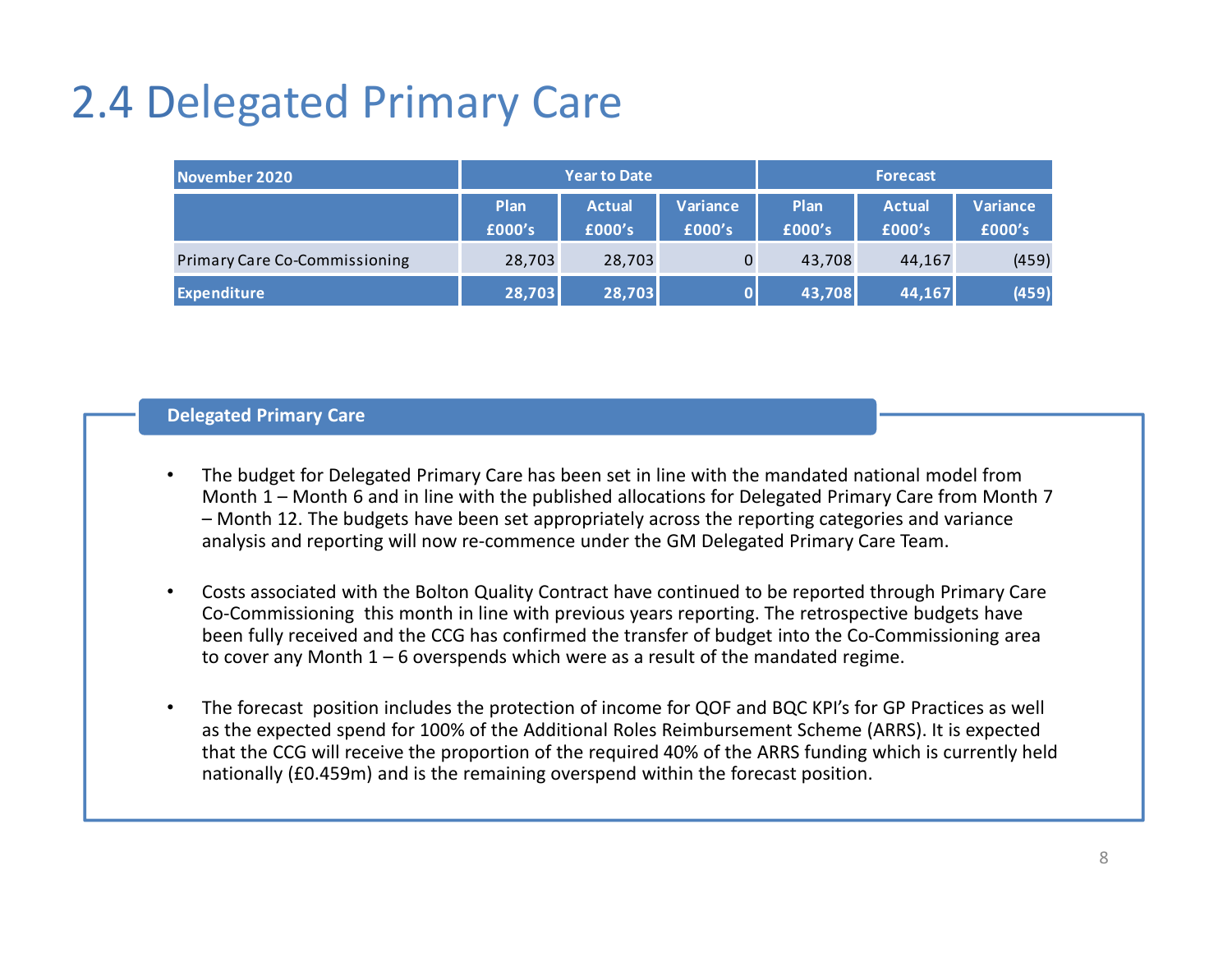# 2.4 Delegated Primary Care

| November 2020 | Year to Date | | | Forecast | | |
|---|---|---|---|---|---|---|
| | Plan £000's | Actual £000's | Variance £000's | Plan £000's | Actual £000's | Variance £000's |
| Primary Care Co-Commissioning | 28,703 | 28,703 | 0 | 43,708 | 44,167 | (459) |
| **Expenditure** | **28,703** | **28,703** | **0** | **43,708** | **44,167** | **(459)** |

### Delegated Primary Care

- The budget for Delegated Primary Care has been set in line with the mandated national model from Month 1 – Month 6 and in line with the published allocations for Delegated Primary Care from Month 7 – Month 12. The budgets have been set appropriately across the reporting categories and variance analysis and reporting will now re-commence under the GM Delegated Primary Care Team.

- Costs associated with the Bolton Quality Contract have continued to be reported through Primary Care Co-Commissioning this month in line with previous years reporting. The retrospective budgets have been fully received and the CCG has confirmed the transfer of budget into the Co-Commissioning area to cover any Month 1 – 6 overspends which were as a result of the mandated regime.

- The forecast position includes the protection of income for QOF and BQC KPI's for GP Practices as well as the expected spend for 100% of the Additional Roles Reimbursement Scheme (ARRS). It is expected that the CCG will receive the proportion of the required 40% of the ARRS funding which is currently held nationally (£0.459m) and is the remaining overspend within the forecast position.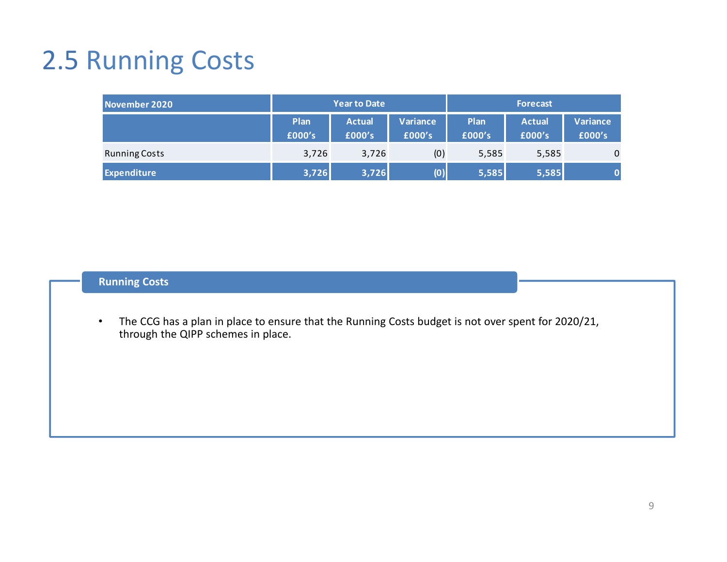# 2.5 Running Costs

| November 2020 | Year to Date | | | Forecast | | |
|---|---|---|---|---|---|---|
| | Plan £000's | Actual £000's | Variance £000's | Plan £000's | Actual £000's | Variance £000's |
| Running Costs | 3,726 | 3,726 | (0) | 5,585 | 5,585 | 0 |
| **Expenditure** | **3,726** | **3,726** | **(0)** | **5,585** | **5,585** | **0** |

### Running Costs

- The CCG has a plan in place to ensure that the Running Costs budget is not over spent for 2020/21, through the QIPP schemes in place.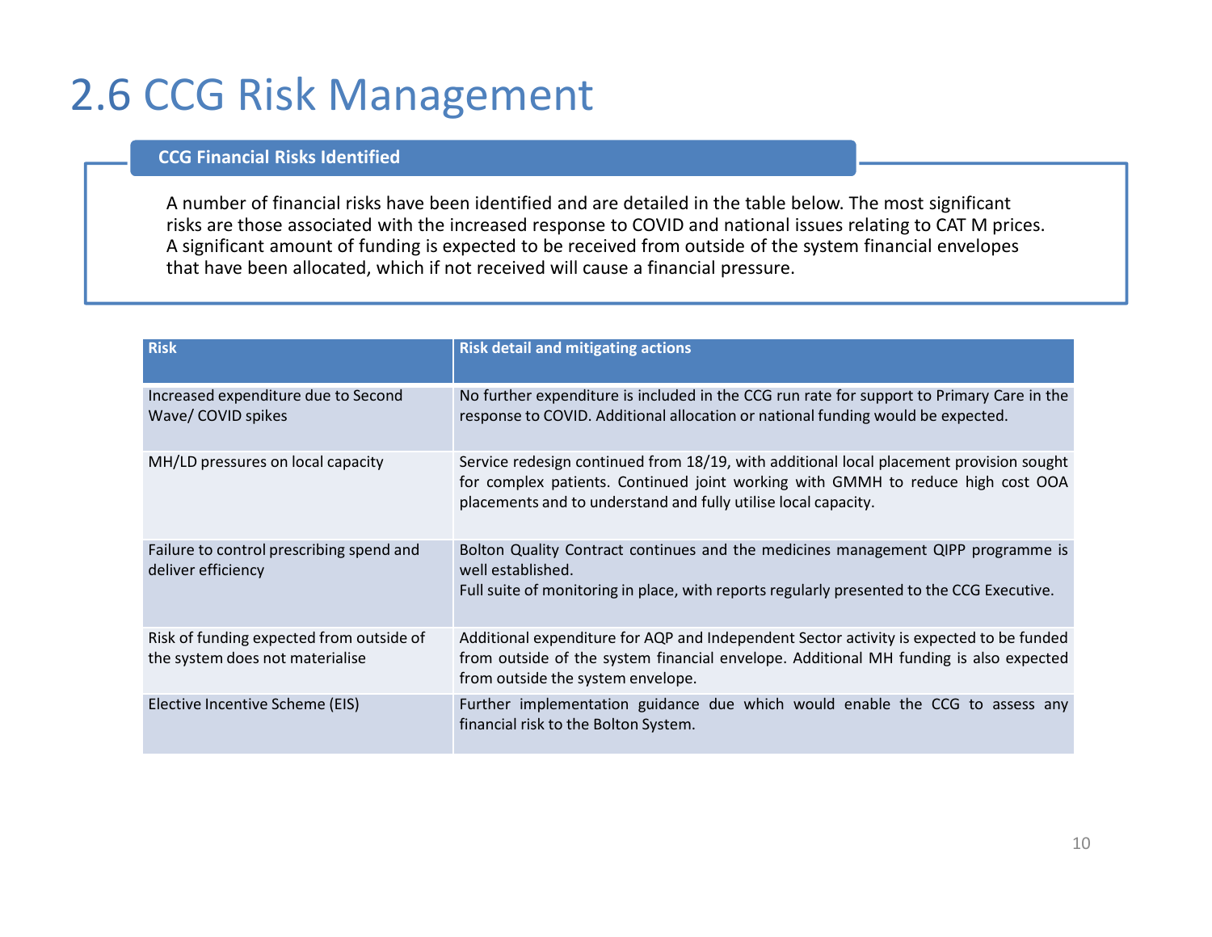# 2.6 CCG Risk Management

**CCG Financial Risks Identified**

A number of financial risks have been identified and are detailed in the table below. The most significant risks are those associated with the increased response to COVID and national issues relating to CAT M prices. A significant amount of funding is expected to be received from outside of the system financial envelopes that have been allocated, which if not received will cause a financial pressure.

| Risk | Risk detail and mitigating actions |
| --- | --- |
| Increased expenditure due to Second Wave/ COVID spikes | No further expenditure is included in the CCG run rate for support to Primary Care in the response to COVID. Additional allocation or national funding would be expected. |
| MH/LD pressures on local capacity | Service redesign continued from 18/19, with additional local placement provision sought for complex patients. Continued joint working with GMMH to reduce high cost OOA placements and to understand and fully utilise local capacity. |
| Failure to control prescribing spend and deliver efficiency | Bolton Quality Contract continues and the medicines management QIPP programme is well established.<br>Full suite of monitoring in place, with reports regularly presented to the CCG Executive. |
| Risk of funding expected from outside of the system does not materialise | Additional expenditure for AQP and Independent Sector activity is expected to be funded from outside of the system financial envelope. Additional MH funding is also expected from outside the system envelope. |
| Elective Incentive Scheme (EIS) | Further implementation guidance due which would enable the CCG to assess any financial risk to the Bolton System. |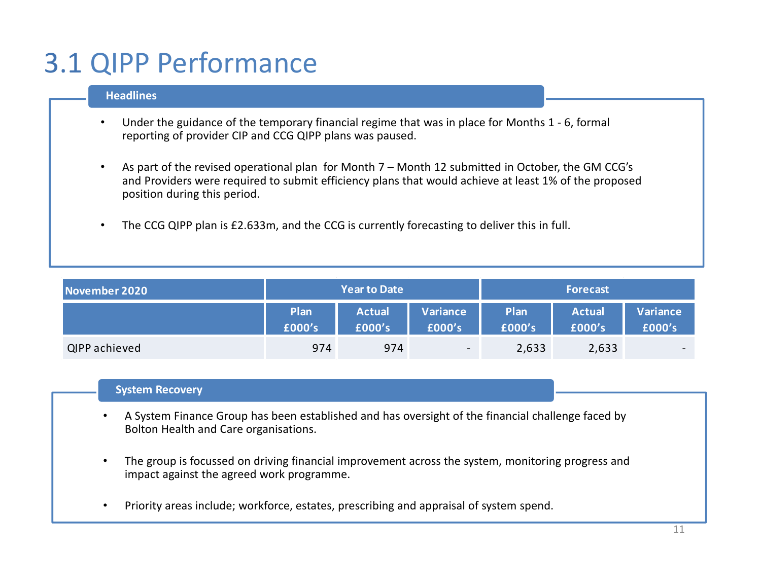# 3.1 QIPP Performance

**Headlines**

- Under the guidance of the temporary financial regime that was in place for Months 1 - 6, formal reporting of provider CIP and CCG QIPP plans was paused.
- As part of the revised operational plan for Month 7 – Month 12 submitted in October, the GM CCG's and Providers were required to submit efficiency plans that would achieve at least 1% of the proposed position during this period.
- The CCG QIPP plan is £2.633m, and the CCG is currently forecasting to deliver this in full.

| November 2020 | Year to Date | | | Forecast | | |
|---|---|---|---|---|---|---|
| | Plan £000's | Actual £000's | Variance £000's | Plan £000's | Actual £000's | Variance £000's |
| QIPP achieved | 974 | 974 | - | 2,633 | 2,633 | - |

**System Recovery**

- A System Finance Group has been established and has oversight of the financial challenge faced by Bolton Health and Care organisations.
- The group is focussed on driving financial improvement across the system, monitoring progress and impact against the agreed work programme.
- Priority areas include; workforce, estates, prescribing and appraisal of system spend.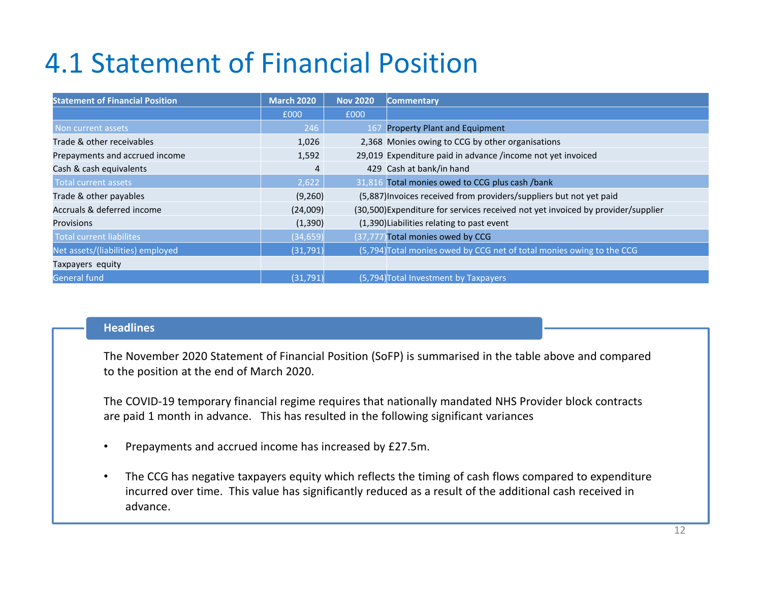# 4.1 Statement of Financial Position

| Statement of Financial Position | March 2020 | Nov 2020 | Commentary |
|---|---|---|---|
| | £000 | £000 | |
| Non current assets | 246 | 167 | Property Plant and Equipment |
| Trade & other receivables | 1,026 | 2,368 | Monies owing to CCG by other organisations |
| Prepayments and accrued income | 1,592 | 29,019 | Expenditure paid in advance /income not yet invoiced |
| Cash & cash equivalents | 4 | 429 | Cash at bank/in hand |
| Total current assets | 2,622 | 31,816 | Total monies owed to CCG plus cash /bank |
| Trade & other payables | (9,260) | (5,887) | Invoices received from providers/suppliers but not yet paid |
| Accruals & deferred income | (24,009) | (30,500) | Expenditure for services received not yet invoiced by provider/supplier |
| Provisions | (1,390) | (1,390) | Liabilities relating to past event |
| Total current liabilites | (34,659) | (37,777) | Total monies owed by CCG |
| Net assets/(liabilities) employed | (31,791) | (5,794) | Total monies owed by CCG net of total monies owing to the CCG |
| Taxpayers equity | | | |
| General fund | (31,791) | (5,794) | Total Investment by Taxpayers |

## Headlines

The November 2020 Statement of Financial Position (SoFP) is summarised in the table above and compared to the position at the end of March 2020.

The COVID-19 temporary financial regime requires that nationally mandated NHS Provider block contracts are paid 1 month in advance. This has resulted in the following significant variances

- Prepayments and accrued income has increased by £27.5m.
- The CCG has negative taxpayers equity which reflects the timing of cash flows compared to expenditure incurred over time. This value has significantly reduced as a result of the additional cash received in advance.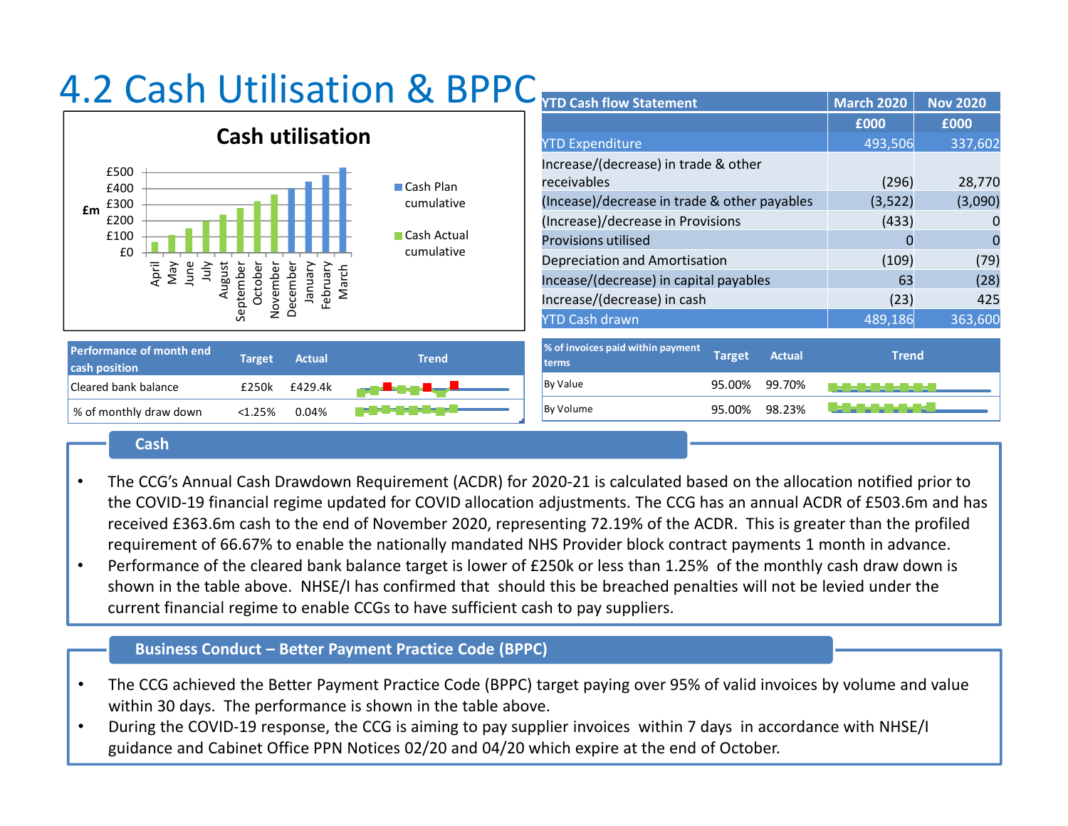# 4.2 Cash Utilisation & BPPC

**Cash utilisation**

£m: £0, £100, £200, £300, £400, £500

April, May, June, July, August, September, October, November, December, January, February, March

Cash Plan cumulative

Cash Actual cumulative

| YTD Cash flow Statement | March 2020 | Nov 2020 |
|---|---|---|
| | £000 | £000 |
| YTD Expenditure | 493,506 | 337,602 |
| Increase/(decrease) in trade & other receivables | (296) | 28,770 |
| (Incease)/decrease in trade & other payables | (3,522) | (3,090) |
| (Increase)/decrease in Provisions | (433) | 0 |
| Provisions utilised | 0 | 0 |
| Depreciation and Amortisation | (109) | (79) |
| Incease/(decrease) in capital payables | 63 | (28) |
| Increase/(decrease) in cash | (23) | 425 |
| YTD Cash drawn | 489,186 | 363,600 |

| Performance of month end cash position | Target | Actual | Trend |
|---|---|---|---|
| Cleared bank balance | £250k | £429.4k | |
| % of monthly draw down | <1.25% | 0.04% | |

| % of invoices paid within payment terms | Target | Actual | Trend |
|---|---|---|---|
| By Value | 95.00% | 99.70% | |
| By Volume | 95.00% | 98.23% | |

## Cash

- The CCG's Annual Cash Drawdown Requirement (ACDR) for 2020-21 is calculated based on the allocation notified prior to the COVID-19 financial regime updated for COVID allocation adjustments. The CCG has an annual ACDR of £503.6m and has received £363.6m cash to the end of November 2020, representing 72.19% of the ACDR. This is greater than the profiled requirement of 66.67% to enable the nationally mandated NHS Provider block contract payments 1 month in advance.
- Performance of the cleared bank balance target is lower of £250k or less than 1.25% of the monthly cash draw down is shown in the table above. NHSE/I has confirmed that should this be breached penalties will not be levied under the current financial regime to enable CCGs to have sufficient cash to pay suppliers.

## Business Conduct – Better Payment Practice Code (BPPC)

- The CCG achieved the Better Payment Practice Code (BPPC) target paying over 95% of valid invoices by volume and value within 30 days. The performance is shown in the table above.
- During the COVID-19 response, the CCG is aiming to pay supplier invoices within 7 days in accordance with NHSE/I guidance and Cabinet Office PPN Notices 02/20 and 04/20 which expire at the end of October.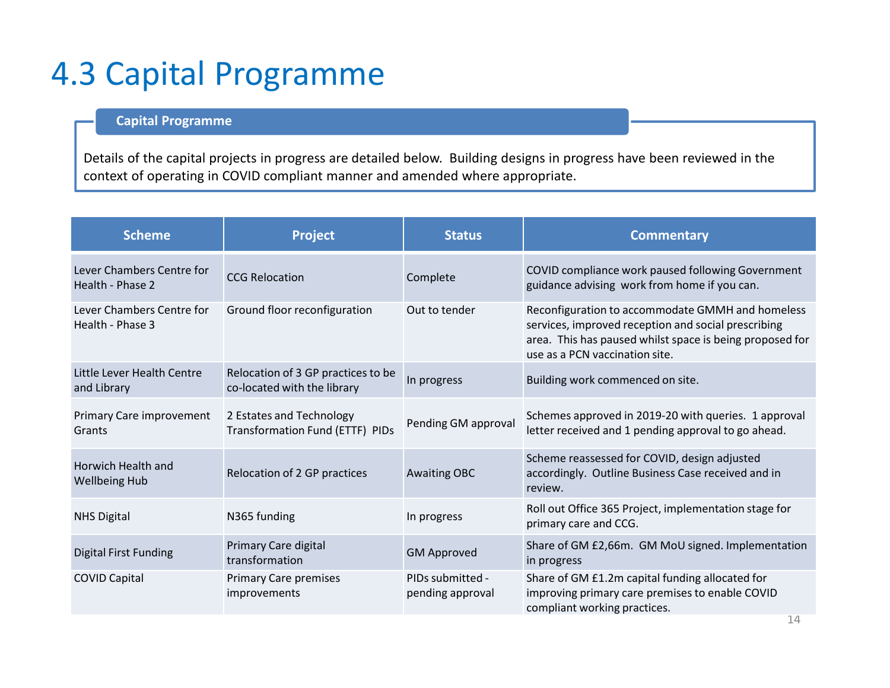# 4.3 Capital Programme

**Capital Programme**

Details of the capital projects in progress are detailed below. Building designs in progress have been reviewed in the context of operating in COVID compliant manner and amended where appropriate.

| Scheme | Project | Status | Commentary |
|---|---|---|---|
| Lever Chambers Centre for Health - Phase 2 | CCG Relocation | Complete | COVID compliance work paused following Government guidance advising work from home if you can. |
| Lever Chambers Centre for Health - Phase 3 | Ground floor reconfiguration | Out to tender | Reconfiguration to accommodate GMMH and homeless services, improved reception and social prescribing area. This has paused whilst space is being proposed for use as a PCN vaccination site. |
| Little Lever Health Centre and Library | Relocation of 3 GP practices to be co-located with the library | In progress | Building work commenced on site. |
| Primary Care improvement Grants | 2 Estates and Technology Transformation Fund (ETTF) PIDs | Pending GM approval | Schemes approved in 2019-20 with queries. 1 approval letter received and 1 pending approval to go ahead. |
| Horwich Health and Wellbeing Hub | Relocation of 2 GP practices | Awaiting OBC | Scheme reassessed for COVID, design adjusted accordingly. Outline Business Case received and in review. |
| NHS Digital | N365 funding | In progress | Roll out Office 365 Project, implementation stage for primary care and CCG. |
| Digital First Funding | Primary Care digital transformation | GM Approved | Share of GM £2,66m. GM MoU signed. Implementation in progress |
| COVID Capital | Primary Care premises improvements | PIDs submitted - pending approval | Share of GM £1.2m capital funding allocated for improving primary care premises to enable COVID compliant working practices. |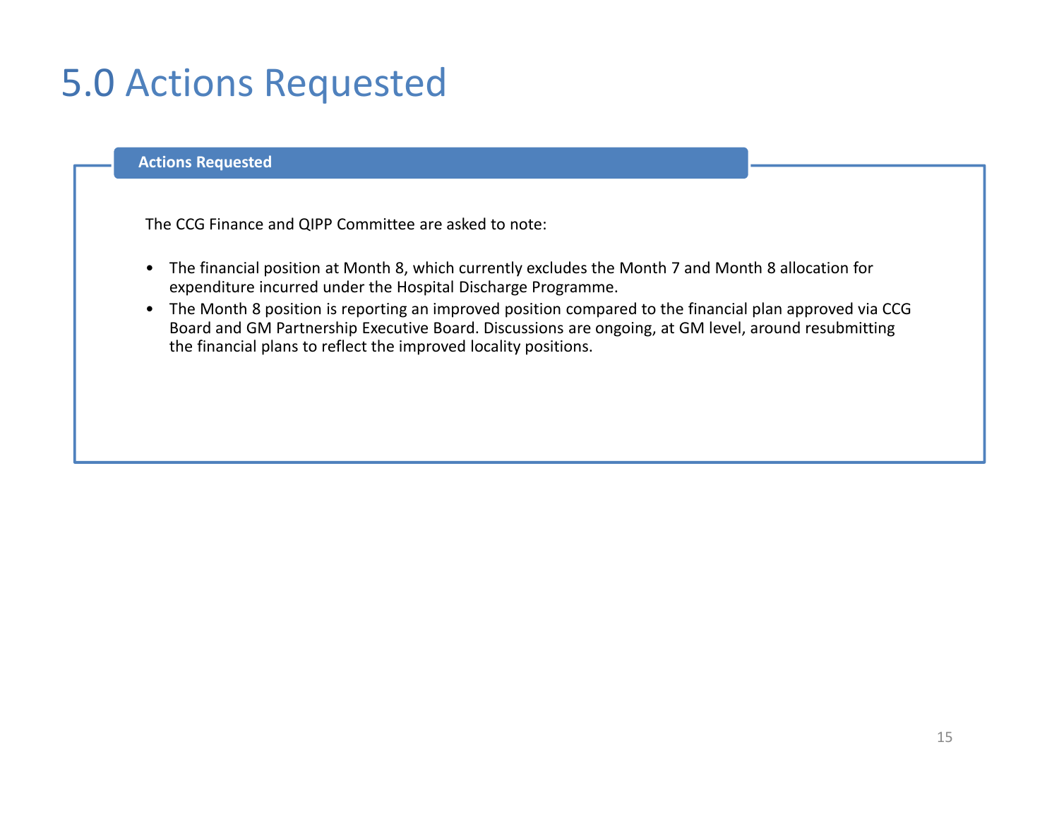# 5.0 Actions Requested

**Actions Requested**

The CCG Finance and QIPP Committee are asked to note:

- The financial position at Month 8, which currently excludes the Month 7 and Month 8 allocation for expenditure incurred under the Hospital Discharge Programme.
- The Month 8 position is reporting an improved position compared to the financial plan approved via CCG Board and GM Partnership Executive Board. Discussions are ongoing, at GM level, around resubmitting the financial plans to reflect the improved locality positions.